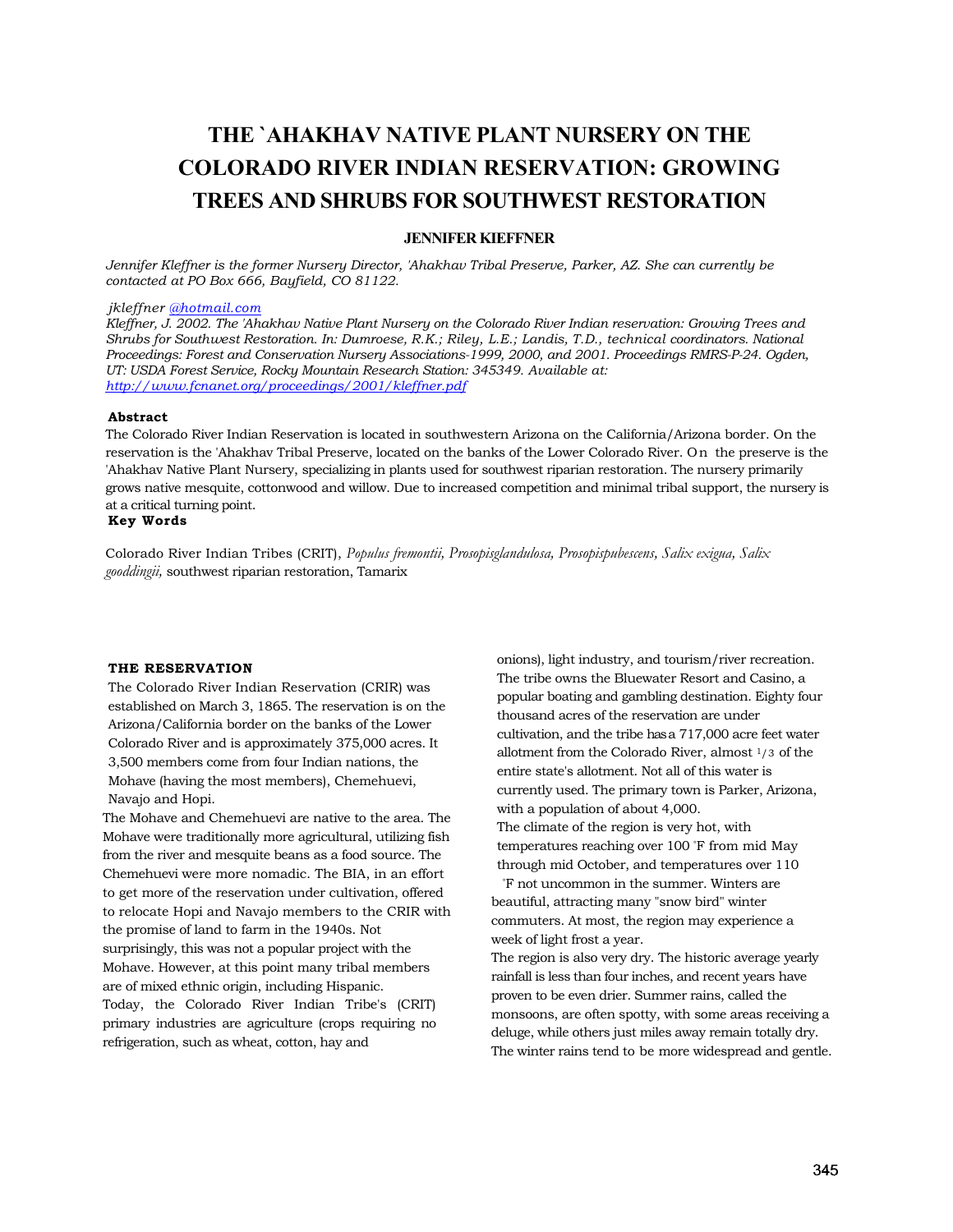# THE `AHAKHAV NATIVE PLANT NURSERY ON THE COLORADO RIVER INDIAN RESERVATION: GROWING TREES AND SHRUBS FOR SOUTHWEST RESTORATION

**JENNIFER KIEFFNER**

*Jennifer Kleffner is the former Nursery Director, 'Ahakhav Tribal Preserve, Parker, AZ. She can currently be contacted at PO Box 666, Bayfield, CO 81122.*

*jkleffner @hotmail.com*

*Kleffner, J. 2002. The 'Ahakhav Native Plant Nursery on the Colorado River Indian reservation: Growing Trees and Shrubs for Southwest Restoration. In: Dumroese, R.K.; Riley, L.E.; Landis, T.D., technical coordinators. National Proceedings: Forest and Conservation Nursery Associations-1999, 2000, and 2001. Proceedings RMRS-P-24. Ogden, UT: USDA Forest Service, Rocky Mountain Research Station: 345349. Available at: http://www.fcnanet.org/proceedings/2001/kleffner.pdf*

## Abstract

The Colorado River Indian Reservation is located in southwestern Arizona on the California/Arizona border. On the reservation is the 'Ahakhav Tribal Preserve, located on the banks of the Lower Colorado River. On the preserve is the 'Ahakhav Native Plant Nursery, specializing in plants used for southwest riparian restoration. The nursery primarily grows native mesquite, cottonwood and willow. Due to increased competition and minimal tribal support, the nursery is at a critical turning point.

## Key Words

Colorado River Indian Tribes (CRIT), *Populus fremontii, Prosopisglandulosa, Prosopispubescens, Salix exigua, Salix gooddingii,* southwest riparian restoration, Tamarix

## THE RESERVATION

The Colorado River Indian Reservation (CRIR) was established on March 3, 1865. The reservation is on the Arizona/California border on the banks of the Lower Colorado River and is approximately 375,000 acres. It 3,500 members come from four Indian nations, the Mohave (having the most members), Chemehuevi, Navajo and Hopi.

The Mohave and Chemehuevi are native to the area. The Mohave were traditionally more agricultural, utilizing fish from the river and mesquite beans as a food source. The Chemehuevi were more nomadic. The BIA, in an effort to get more of the reservation under cultivation, offered to relocate Hopi and Navajo members to the CRIR with the promise of land to farm in the 1940s. Not surprisingly, this was not a popular project with the Mohave. However, at this point many tribal members are of mixed ethnic origin, including Hispanic.

Today, the Colorado River Indian Tribe's (CRIT) primary industries are agriculture (crops requiring no refrigeration, such as wheat, cotton, hay and onions), light industry, and tourism/river recreation. The tribe owns the Bluewater Resort and Casino, a popular boating and gambling destination. Eighty four thousand acres of the reservation are under cultivation, and the tribe has a 717,000 acre feet water allotment from the Colorado River, almost 1/3 of the entire state's allotment. Not all of this water is currently used. The primary town is Parker, Arizona, with a population of about 4,000.

The climate of the region is very hot, with temperatures reaching over 100 °F from mid May through mid October, and temperatures over 110 °F not uncommon in the summer. Winters are beautiful, attracting many "snow bird" winter commuters. At most, the region may experience a week of light frost a year.

The region is also very dry. The historic average yearly rainfall is less than four inches, and recent years have proven to be even drier. Summer rains, called the monsoons, are often spotty, with some areas receiving a deluge, while others just miles away remain totally dry. The winter rains tend to be more widespread and gentle.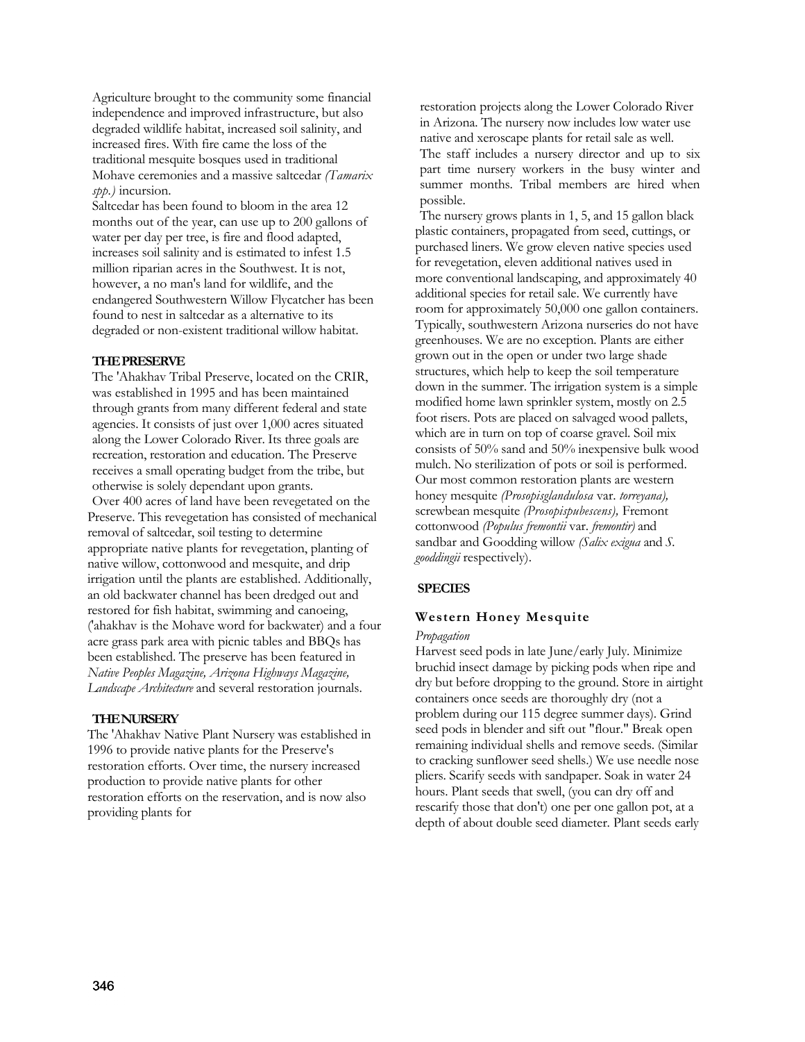Agriculture brought to the community some financial independence and improved infrastructure, but also degraded wildlife habitat, increased soil salinity, and increased fires. With fire came the loss of the traditional mesquite bosques used in traditional Mohave ceremonies and a massive saltcedar *(Tamarix spp.)* incursion.

Saltcedar has been found to bloom in the area 12 months out of the year, can use up to 200 gallons of water per day per tree, is fire and flood adapted, increases soil salinity and is estimated to infest 1.5 million riparian acres in the Southwest. It is not, however, a no man's land for wildlife, and the endangered Southwestern Willow Flycatcher has been found to nest in saltcedar as a alternative to its degraded or non-existent traditional willow habitat.

## THE PRESERVE

The 'Ahakhav Tribal Preserve, located on the CRIR, was established in 1995 and has been maintained through grants from many different federal and state agencies. It consists of just over 1,000 acres situated along the Lower Colorado River. Its three goals are recreation, restoration and education. The Preserve receives a small operating budget from the tribe, but otherwise is solely dependant upon grants.

Over 400 acres of land have been revegetated on the Preserve. This revegetation has consisted of mechanical removal of saltcedar, soil testing to determine appropriate native plants for revegetation, planting of native willow, cottonwood and mesquite, and drip irrigation until the plants are established. Additionally, an old backwater channel has been dredged out and restored for fish habitat, swimming and canoeing, ('ahakhav is the Mohave word for backwater) and a four acre grass park area with picnic tables and BBQs has been established. The preserve has been featured in *Native Peoples Magazine, Arizona Highways Magazine, Landscape Architecture* and several restoration journals.

## THE NURSERY

The 'Ahakhav Native Plant Nursery was established in 1996 to provide native plants for the Preserve's restoration efforts. Over time, the nursery increased production to provide native plants for other restoration efforts on the reservation, and is now also providing plants for restoration projects along the Lower Colorado River in Arizona. The nursery now includes low water use native and xeroscape plants for retail sale as well.

The staff includes a nursery director and up to six part time nursery workers in the busy winter and summer months. Tribal members are hired when possible.

The nursery grows plants in 1, 5, and 15 gallon black plastic containers, propagated from seed, cuttings, or purchased liners. We grow eleven native species used for revegetation, eleven additional natives used in more conventional landscaping, and approximately 40 additional species for retail sale. We currently have room for approximately 50,000 one gallon containers. Typically, southwestern Arizona nurseries do not have greenhouses. We are no exception. Plants are either grown out in the open or under two large shade structures, which help to keep the soil temperature down in the summer. The irrigation system is a simple modified home lawn sprinkler system, mostly on 2.5 foot risers. Pots are placed on salvaged wood pallets, which are in turn on top of coarse gravel. Soil mix consists of 50% sand and 50% inexpensive bulk wood mulch. No sterilization of pots or soil is performed. Our most common restoration plants are western honey mesquite *(Prosopisglandulosa* var. *torreyana),* screwbean mesquite *(Prosopispubescens),* Fremont cottonwood *(Populus fremontii* var. *fremontir)* and sandbar and Goodding willow *(Salix exigua* and *S. gooddingii* respectively).

## SPECIES

### Western Honey Mesquite

*Propagation*

Harvest seed pods in late June/early July. Minimize bruchid insect damage by picking pods when ripe and dry but before dropping to the ground. Store in airtight containers once seeds are thoroughly dry (not a problem during our 115 degree summer days). Grind seed pods in blender and sift out "flour." Break open remaining individual shells and remove seeds. (Similar to cracking sunflower seed shells.) We use needle nose pliers. Scarify seeds with sandpaper. Soak in water 24 hours. Plant seeds that swell, (you can dry off and rescarify those that don't) one per one gallon pot, at a depth of about double seed diameter. Plant seeds early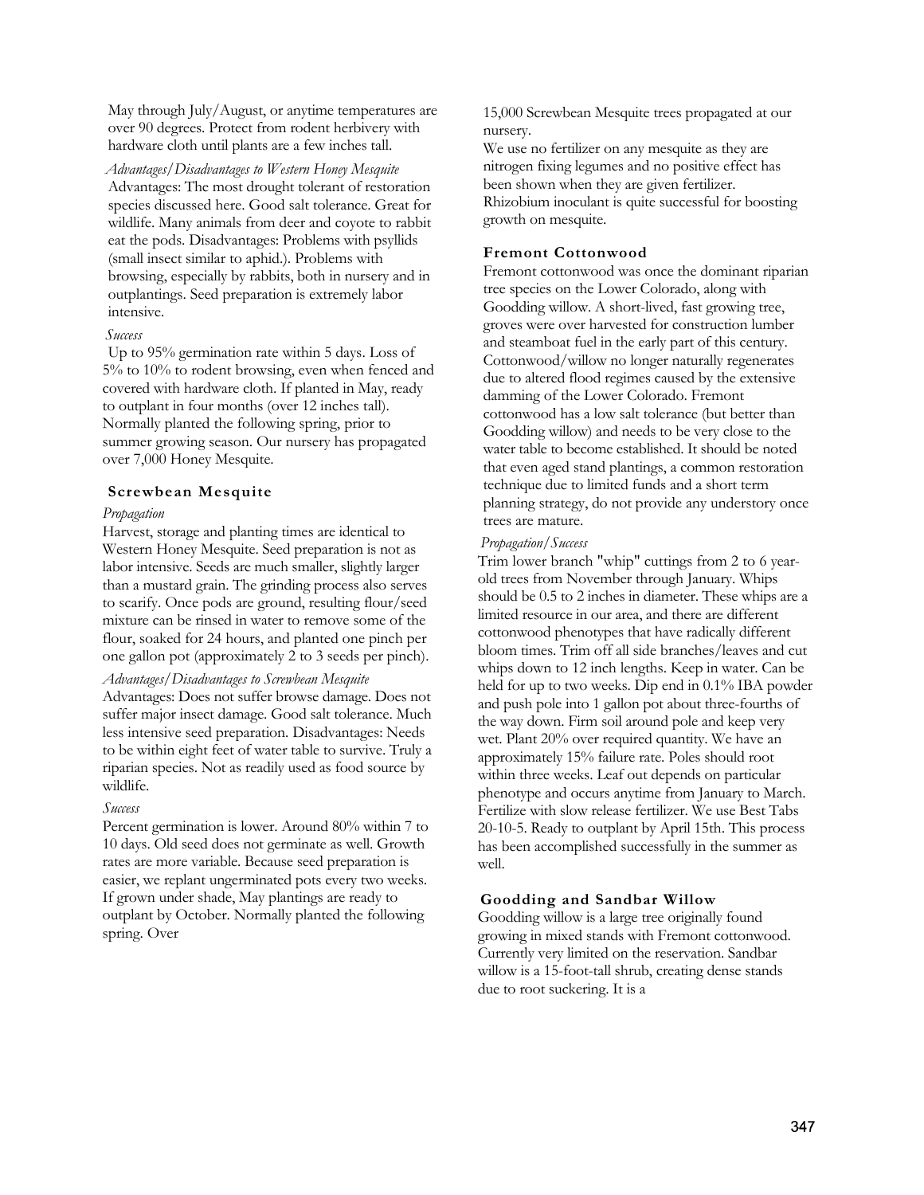May through July/August, or anytime temperatures are over 90 degrees. Protect from rodent herbivery with hardware cloth until plants are a few inches tall.

*Advantages/Disadvantages to Western Honey Mesquite*

Advantages: The most drought tolerant of restoration species discussed here. Good salt tolerance. Great for wildlife. Many animals from deer and coyote to rabbit eat the pods. Disadvantages: Problems with psyllids (small insect similar to aphid.). Problems with browsing, especially by rabbits, both in nursery and in outplantings. Seed preparation is extremely labor intensive.

*Success*

Up to 95% germination rate within 5 days. Loss of 5% to 10% to rodent browsing, even when fenced and covered with hardware cloth. If planted in May, ready to outplant in four months (over 12 inches tall). Normally planted the following spring, prior to summer growing season. Our nursery has propagated over 7,000 Honey Mesquite.

## Screwbean Mesquite

*Propagation*

Harvest, storage and planting times are identical to Western Honey Mesquite. Seed preparation is not as labor intensive. Seeds are much smaller, slightly larger than a mustard grain. The grinding process also serves to scarify. Once pods are ground, resulting flour/seed mixture can be rinsed in water to remove some of the flour, soaked for 24 hours, and planted one pinch per one gallon pot (approximately 2 to 3 seeds per pinch).

*Advantages/Disadvantages to Screwbean Mesquite*

Advantages: Does not suffer browse damage. Does not suffer major insect damage. Good salt tolerance. Much less intensive seed preparation. Disadvantages: Needs to be within eight feet of water table to survive. Truly a riparian species. Not as readily used as food source by wildlife.

*Success*

Percent germination is lower. Around 80% within 7 to 10 days. Old seed does not germinate as well. Growth rates are more variable. Because seed preparation is easier, we replant ungerminated pots every two weeks. If grown under shade, May plantings are ready to outplant by October. Normally planted the following spring. Over 15,000 Screwbean Mesquite trees propagated at our nursery.

We use no fertilizer on any mesquite as they are nitrogen fixing legumes and no positive effect has been shown when they are given fertilizer. Rhizobium inoculant is quite successful for boosting growth on mesquite.

## Fremont Cottonwood

Fremont cottonwood was once the dominant riparian tree species on the Lower Colorado, along with Goodding willow. A short-lived, fast growing tree, groves were over harvested for construction lumber and steamboat fuel in the early part of this century. Cottonwood/willow no longer naturally regenerates due to altered flood regimes caused by the extensive damming of the Lower Colorado. Fremont cottonwood has a low salt tolerance (but better than Goodding willow) and needs to be very close to the water table to become established. It should be noted that even aged stand plantings, a common restoration technique due to limited funds and a short term planning strategy, do not provide any understory once trees are mature.

*Propagation/Success*

Trim lower branch "whip" cuttings from 2 to 6 year-old trees from November through January. Whips should be 0.5 to 2 inches in diameter. These whips are a limited resource in our area, and there are different cottonwood phenotypes that have radically different bloom times. Trim off all side branches/leaves and cut whips down to 12 inch lengths. Keep in water. Can be held for up to two weeks. Dip end in 0.1% IBA powder and push pole into 1 gallon pot about three-fourths of the way down. Firm soil around pole and keep very wet. Plant 20% over required quantity. We have an approximately 15% failure rate. Poles should root within three weeks. Leaf out depends on particular phenotype and occurs anytime from January to March. Fertilize with slow release fertilizer. We use Best Tabs 20-10-5. Ready to outplant by April 15th. This process has been accomplished successfully in the summer as well.

## Goodding and Sandbar Willow

Goodding willow is a large tree originally found growing in mixed stands with Fremont cottonwood. Currently very limited on the reservation. Sandbar willow is a 15-foot-tall shrub, creating dense stands due to root suckering. It is a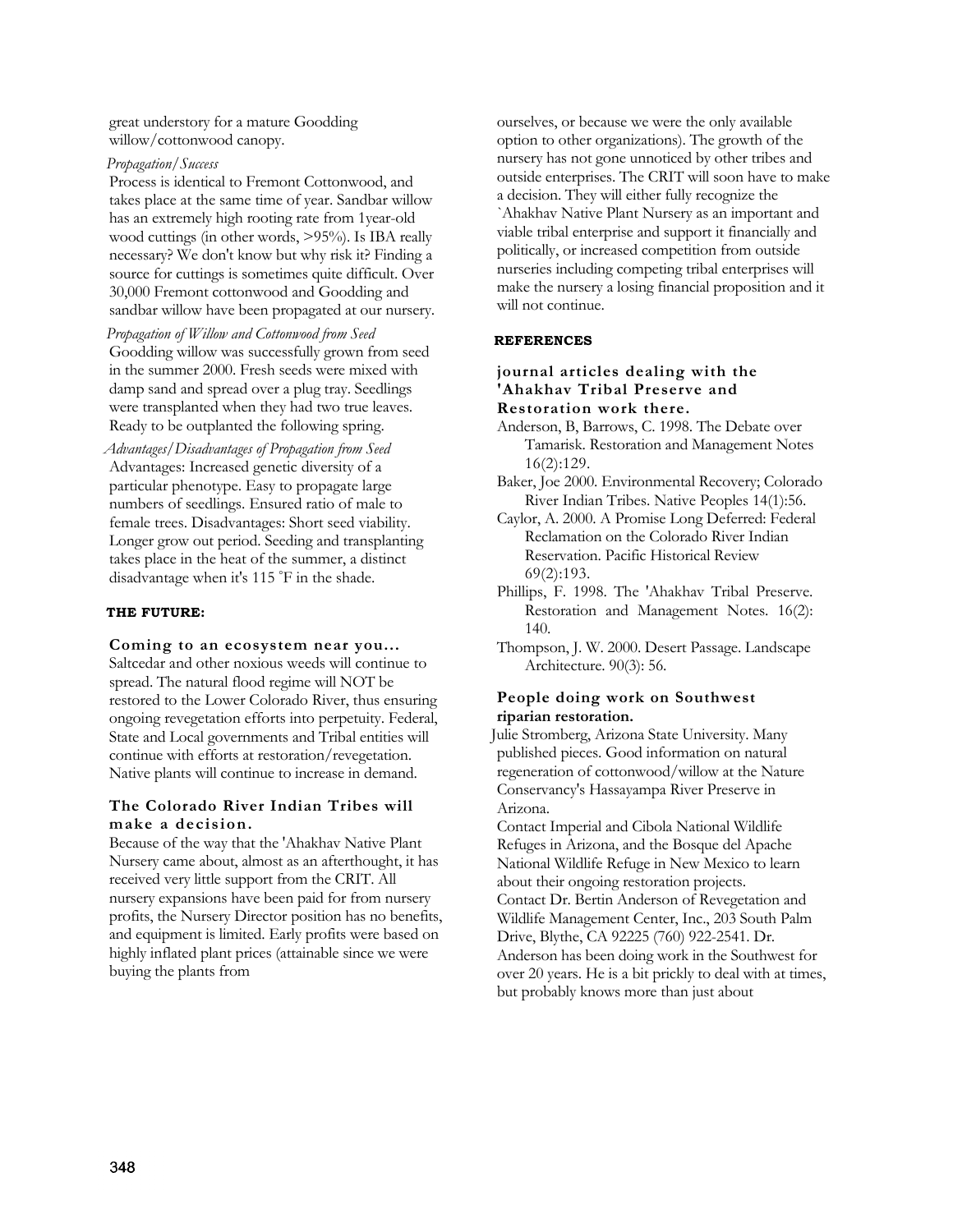great understory for a mature Goodding willow/cottonwood canopy.

*Propagation/Success*

Process is identical to Fremont Cottonwood, and takes place at the same time of year. Sandbar willow has an extremely high rooting rate from 1year-old wood cuttings (in other words, >95%). Is IBA really necessary? We don't know but why risk it? Finding a source for cuttings is sometimes quite difficult. Over 30,000 Fremont cottonwood and Goodding and sandbar willow have been propagated at our nursery.

*Propagation of Willow and Cottonwood from Seed*

Goodding willow was successfully grown from seed in the summer 2000. Fresh seeds were mixed with damp sand and spread over a plug tray. Seedlings were transplanted when they had two true leaves. Ready to be outplanted the following spring.

*Advantages/Disadvantages of Propagation from Seed*

Advantages: Increased genetic diversity of a particular phenotype. Easy to propagate large numbers of seedlings. Ensured ratio of male to female trees. Disadvantages: Short seed viability. Longer grow out period. Seeding and transplanting takes place in the heat of the summer, a distinct disadvantage when it's 115 °F in the shade.

## THE FUTURE:

### Coming to an ecosystem near you...

Saltcedar and other noxious weeds will continue to spread. The natural flood regime will NOT be restored to the Lower Colorado River, thus ensuring ongoing revegetation efforts into perpetuity. Federal, State and Local governments and Tribal entities will continue with efforts at restoration/revegetation. Native plants will continue to increase in demand.

### The Colorado River Indian Tribes will make a decision.

Because of the way that the 'Ahakhav Native Plant Nursery came about, almost as an afterthought, it has received very little support from the CRIT. All nursery expansions have been paid for from nursery profits, the Nursery Director position has no benefits, and equipment is limited. Early profits were based on highly inflated plant prices (attainable since we were buying the plants from ourselves, or because we were the only available option to other organizations). The growth of the nursery has not gone unnoticed by other tribes and outside enterprises. The CRIT will soon have to make a decision. They will either fully recognize the `Ahakhav Native Plant Nursery as an important and viable tribal enterprise and support it financially and politically, or increased competition from outside nurseries including competing tribal enterprises will make the nursery a losing financial proposition and it will not continue.

## REFERENCES

### journal articles dealing with the 'Ahakhav Tribal Preserve and Restoration work there.

Anderson, B, Barrows, C. 1998. The Debate over Tamarisk. Restoration and Management Notes 16(2):129.

Baker, Joe 2000. Environmental Recovery; Colorado River Indian Tribes. Native Peoples 14(1):56.

Caylor, A. 2000. A Promise Long Deferred: Federal Reclamation on the Colorado River Indian Reservation. Pacific Historical Review 69(2):193.

Phillips, F. 1998. The 'Ahakhav Tribal Preserve. Restoration and Management Notes. 16(2): 140.

Thompson, J. W. 2000. Desert Passage. Landscape Architecture. 90(3): 56.

### People doing work on Southwest riparian restoration.

Julie Stromberg, Arizona State University. Many published pieces. Good information on natural regeneration of cottonwood/willow at the Nature Conservancy's Hassayampa River Preserve in Arizona.

Contact Imperial and Cibola National Wildlife Refuges in Arizona, and the Bosque del Apache National Wildlife Refuge in New Mexico to learn about their ongoing restoration projects.

Contact Dr. Bertin Anderson of Revegetation and Wildlife Management Center, Inc., 203 South Palm Drive, Blythe, CA 92225 (760) 922-2541. Dr. Anderson has been doing work in the Southwest for over 20 years. He is a bit prickly to deal with at times, but probably knows more than just about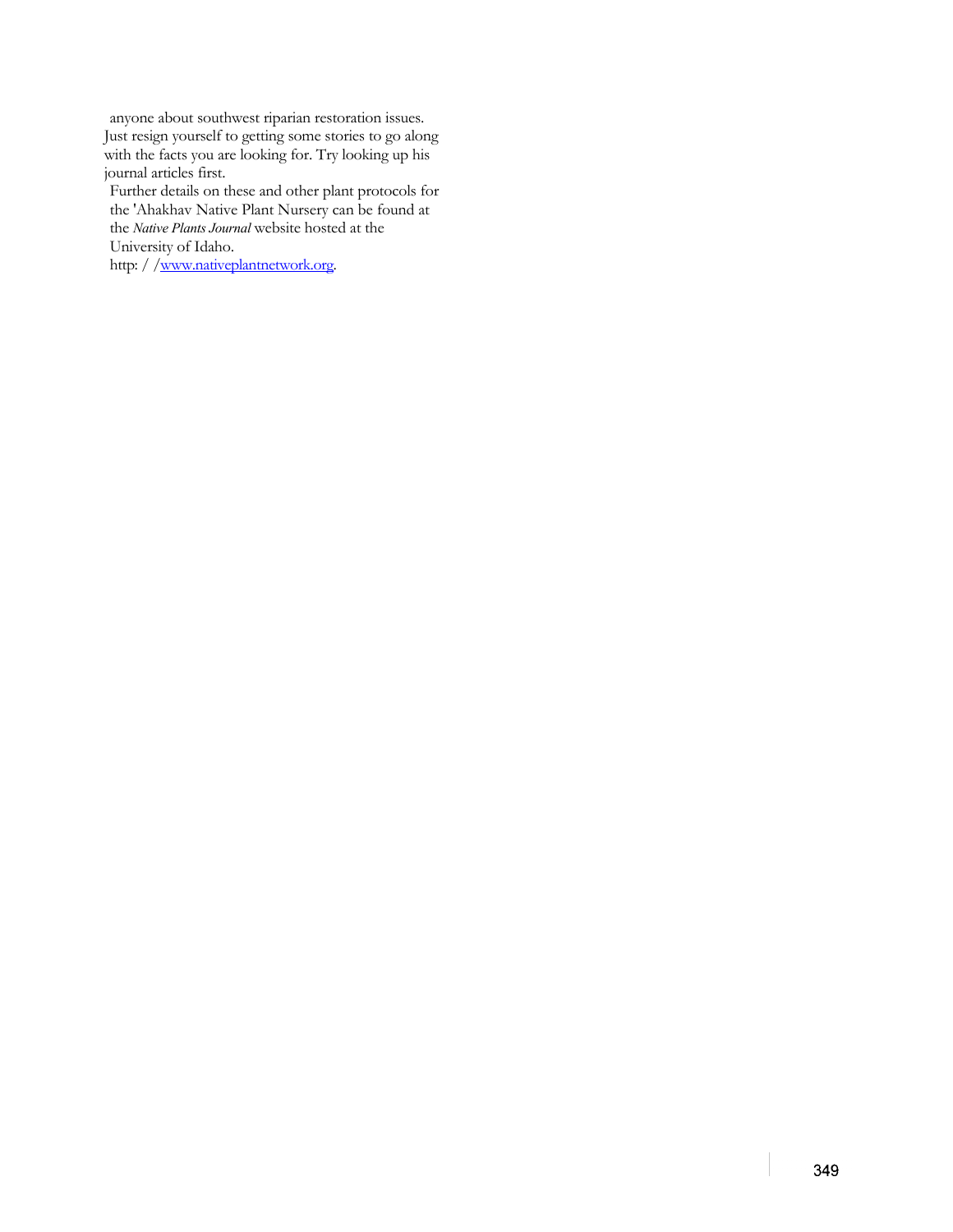anyone about southwest riparian restoration issues. Just resign yourself to getting some stories to go along with the facts you are looking for. Try looking up his journal articles first.

Further details on these and other plant protocols for the 'Ahakhav Native Plant Nursery can be found at the *Native Plants Journal* website hosted at the University of Idaho.

http: / /www.nativeplantnetwork.org.